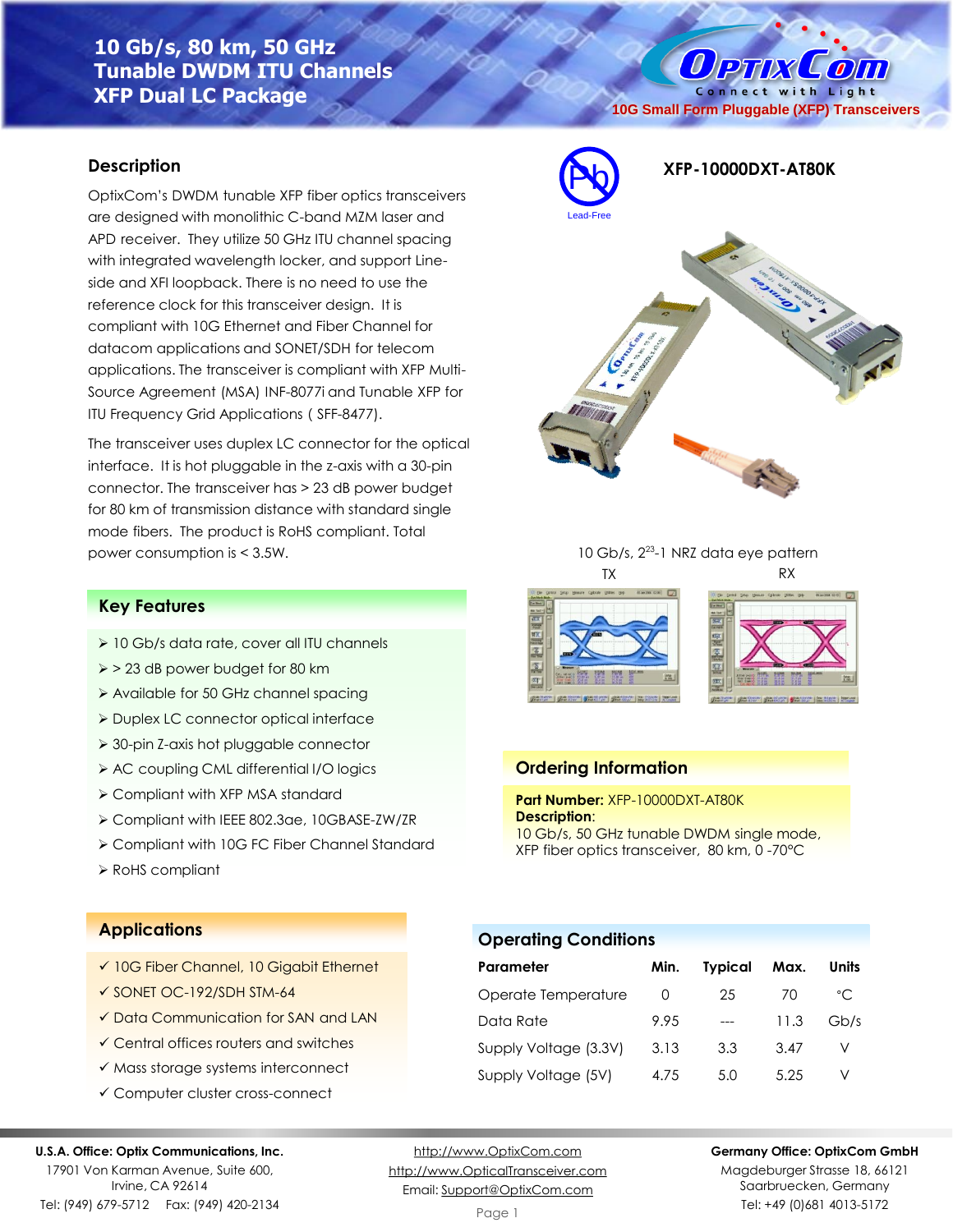# 10 Gb/s, 80 km, 50 GHz Tunable DWDM ITU Channels XFP Dual LC Package

OptixCom — Connect with Light

10G Small Form Pluggable (XFP) Transceivers

## Description

OptixCom's DWDM tunable XFP fiber optics transceivers are designed with monolithic C-band MZM laser and APD receiver. They utilize 50 GHz ITU channel spacing with integrated wavelength locker, and support Line-side and XFI loopback. There is no need to use the reference clock for this transceiver design. It is compliant with 10G Ethernet and Fiber Channel for datacom applications and SONET/SDH for telecom applications. The transceiver is compliant with XFP Multi-Source Agreement (MSA) INF-8077i and Tunable XFP for ITU Frequency Grid Applications ( SFF-8477).

The transceiver uses duplex LC connector for the optical interface. It is hot pluggable in the z-axis with a 30-pin connector. The transceiver has > 23 dB power budget for 80 km of transmission distance with standard single mode fibers. The product is RoHS compliant. Total power consumption is < 3.5W.

Lead-Free

**XFP-10000DXT-AT80K**

10 Gb/s, $2^{23}$-1 NRZ data eye pattern

TX RX

## Key Features

- 10 Gb/s data rate, cover all ITU channels
- > 23 dB power budget for 80 km
- Available for 50 GHz channel spacing
- Duplex LC connector optical interface
- 30-pin Z-axis hot pluggable connector
- AC coupling CML differential I/O logics
- Compliant with XFP MSA standard
- Compliant with IEEE 802.3ae, 10GBASE-ZW/ZR
- Compliant with 10G FC Fiber Channel Standard
- RoHS compliant

## Ordering Information

**Part Number:** XFP-10000DXT-AT80K
**Description**:
10 Gb/s, 50 GHz tunable DWDM single mode, XFP fiber optics transceiver, 80 km, 0 -70°C

## Applications

- ✓ 10G Fiber Channel, 10 Gigabit Ethernet
- ✓ SONET OC-192/SDH STM-64
- ✓ Data Communication for SAN and LAN
- ✓ Central offices routers and switches
- ✓ Mass storage systems interconnect
- ✓ Computer cluster cross-connect

## Operating Conditions

| Parameter | Min. | Typical | Max. | Units |
|---|---|---|---|---|
| Operate Temperature | 0 | 25 | 70 | °C |
| Data Rate | 9.95 | --- | 11.3 | Gb/s |
| Supply Voltage (3.3V) | 3.13 | 3.3 | 3.47 | V |
| Supply Voltage (5V) | 4.75 | 5.0 | 5.25 | V |

**U.S.A. Office: Optix Communications, Inc.**
17901 Von Karman Avenue, Suite 600,
Irvine, CA 92614
Tel: (949) 679-5712 Fax: (949) 420-2134

http://www.OptixCom.com
http://www.OpticalTransceiver.com
Email: Support@OptixCom.com

**Germany Office: OptixCom GmbH**
Magdeburger Strasse 18, 66121
Saarbruecken, Germany
Tel: +49 (0)681 4013-5172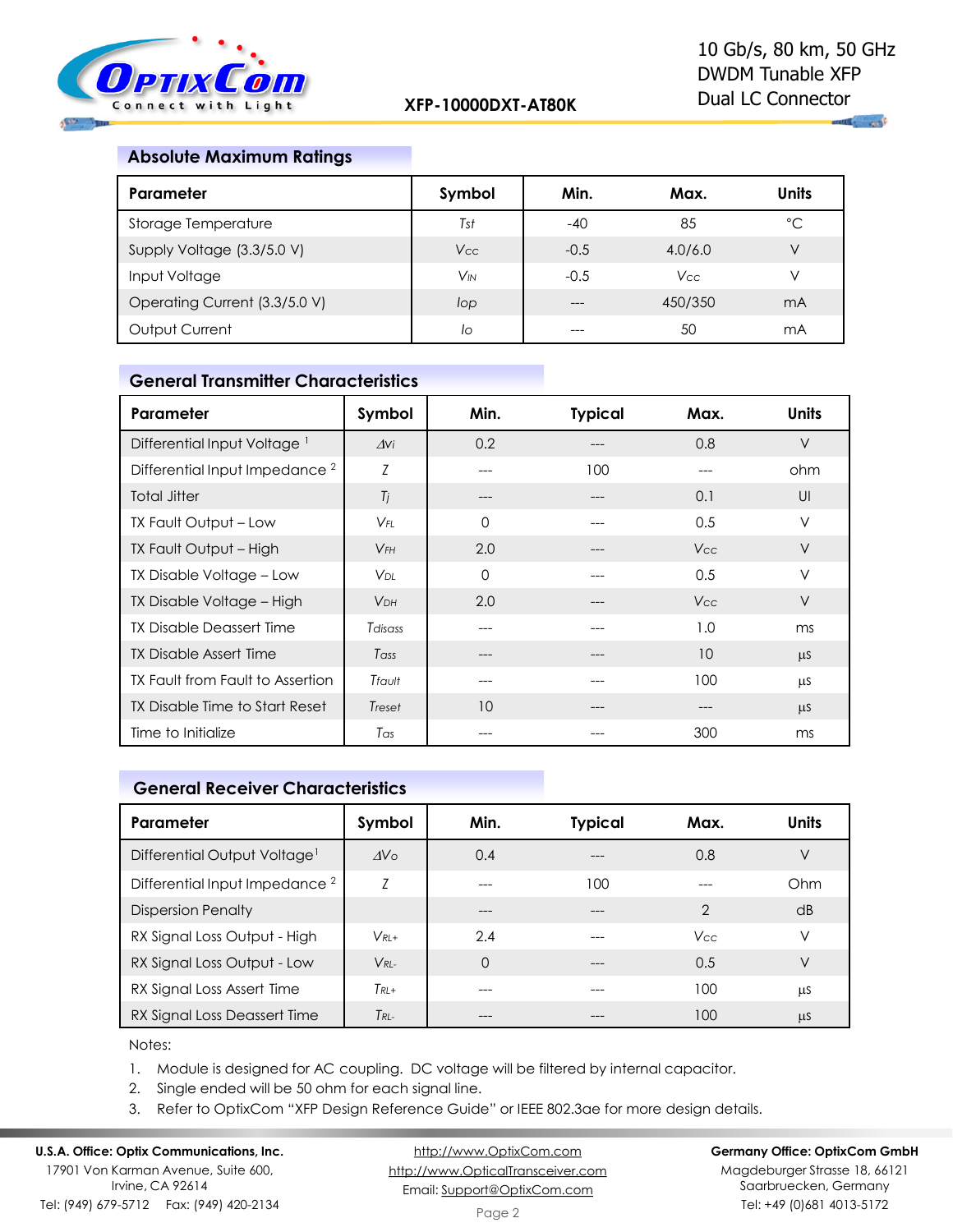## Absolute Maximum Ratings

| Parameter | Symbol | Min. | Max. | Units |
|---|---|---|---|---|
| Storage Temperature | $T_{st}$ | -40 | 85 | °C |
| Supply Voltage (3.3/5.0 V) | $V_{CC}$ | -0.5 | 4.0/6.0 | V |
| Input Voltage | $V_{IN}$ | -0.5 | $V_{CC}$ | V |
| Operating Current (3.3/5.0 V) | $I_{op}$ | --- | 450/350 | mA |
| Output Current | $I_o$ | --- | 50 | mA |

## General Transmitter Characteristics

| Parameter | Symbol | Min. | Typical | Max. | Units |
|---|---|---|---|---|---|
| Differential Input Voltage [1] | $\Delta V_i$ | 0.2 | --- | 0.8 | V |
| Differential Input Impedance [2] | $Z$ | --- | 100 | --- | ohm |
| Total Jitter | $T_j$ | --- | --- | 0.1 | UI |
| TX Fault Output – Low | $V_{FL}$ | 0 | --- | 0.5 | V |
| TX Fault Output – High | $V_{FH}$ | 2.0 | --- | $V_{CC}$ | V |
| TX Disable Voltage – Low | $V_{DL}$ | 0 | --- | 0.5 | V |
| TX Disable Voltage – High | $V_{DH}$ | 2.0 | --- | $V_{CC}$ | V |
| TX Disable Deassert Time | $T_{disass}$ | --- | --- | 1.0 | ms |
| TX Disable Assert Time | $T_{ass}$ | --- | --- | 10 | µs |
| TX Fault from Fault to Assertion | $T_{fault}$ | --- | --- | 100 | µs |
| TX Disable Time to Start Reset | $T_{reset}$ | 10 | --- | --- | µs |
| Time to Initialize | $T_{as}$ | --- | --- | 300 | ms |

## General Receiver Characteristics

| Parameter | Symbol | Min. | Typical | Max. | Units |
|---|---|---|---|---|---|
| Differential Output Voltage[1] | $\Delta V_o$ | 0.4 | --- | 0.8 | V |
| Differential Input Impedance [2] | $Z$ | --- | 100 | --- | Ohm |
| Dispersion Penalty | | --- | --- | 2 | dB |
| RX Signal Loss Output - High | $V_{RL+}$ | 2.4 | --- | $V_{CC}$ | V |
| RX Signal Loss Output - Low | $V_{RL-}$ | 0 | --- | 0.5 | V |
| RX Signal Loss Assert Time | $T_{RL+}$ | --- | --- | 100 | µs |
| RX Signal Loss Deassert Time | $T_{RL-}$ | --- | --- | 100 | µs |

Notes:

1. Module is designed for AC coupling. DC voltage will be filtered by internal capacitor.
2. Single ended will be 50 ohm for each signal line.
3. Refer to OptixCom "XFP Design Reference Guide" or IEEE 802.3ae for more design details.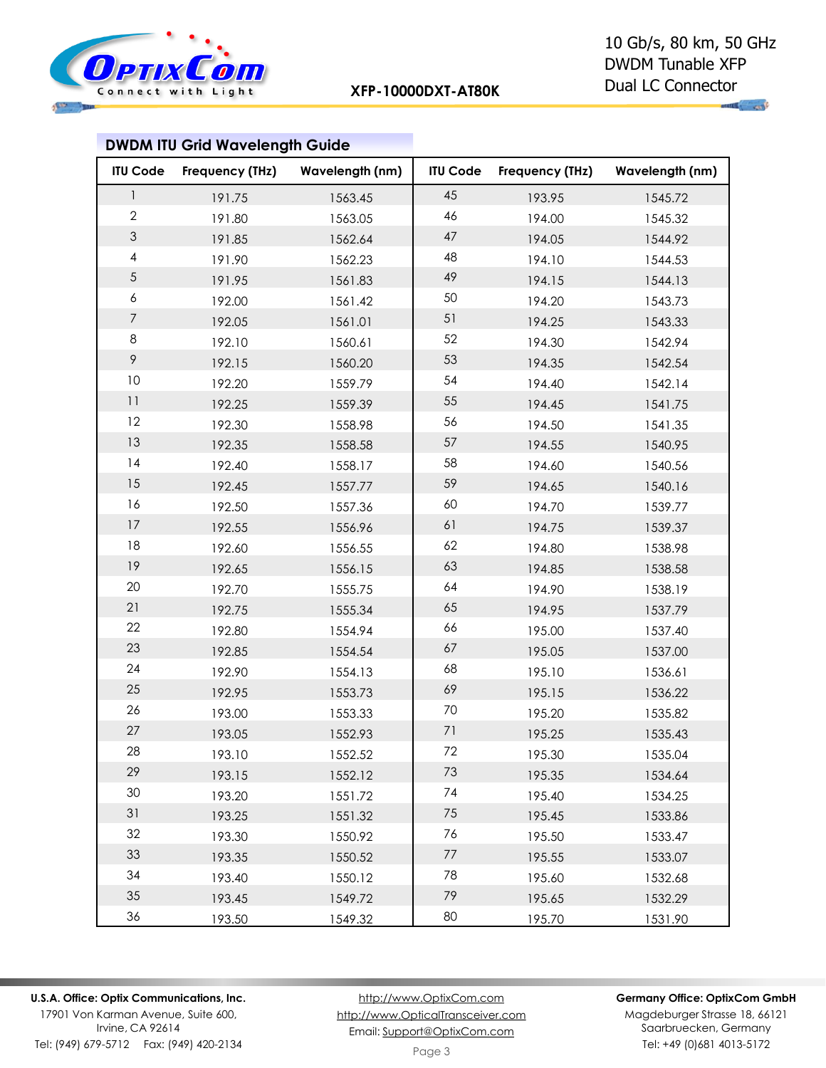## DWDM ITU Grid Wavelength Guide

| ITU Code | Frequency (THz) | Wavelength (nm) | ITU Code | Frequency (THz) | Wavelength (nm) |
|---|---|---|---|---|---|
| 1 | 191.75 | 1563.45 | 45 | 193.95 | 1545.72 |
| 2 | 191.80 | 1563.05 | 46 | 194.00 | 1545.32 |
| 3 | 191.85 | 1562.64 | 47 | 194.05 | 1544.92 |
| 4 | 191.90 | 1562.23 | 48 | 194.10 | 1544.53 |
| 5 | 191.95 | 1561.83 | 49 | 194.15 | 1544.13 |
| 6 | 192.00 | 1561.42 | 50 | 194.20 | 1543.73 |
| 7 | 192.05 | 1561.01 | 51 | 194.25 | 1543.33 |
| 8 | 192.10 | 1560.61 | 52 | 194.30 | 1542.94 |
| 9 | 192.15 | 1560.20 | 53 | 194.35 | 1542.54 |
| 10 | 192.20 | 1559.79 | 54 | 194.40 | 1542.14 |
| 11 | 192.25 | 1559.39 | 55 | 194.45 | 1541.75 |
| 12 | 192.30 | 1558.98 | 56 | 194.50 | 1541.35 |
| 13 | 192.35 | 1558.58 | 57 | 194.55 | 1540.95 |
| 14 | 192.40 | 1558.17 | 58 | 194.60 | 1540.56 |
| 15 | 192.45 | 1557.77 | 59 | 194.65 | 1540.16 |
| 16 | 192.50 | 1557.36 | 60 | 194.70 | 1539.77 |
| 17 | 192.55 | 1556.96 | 61 | 194.75 | 1539.37 |
| 18 | 192.60 | 1556.55 | 62 | 194.80 | 1538.98 |
| 19 | 192.65 | 1556.15 | 63 | 194.85 | 1538.58 |
| 20 | 192.70 | 1555.75 | 64 | 194.90 | 1538.19 |
| 21 | 192.75 | 1555.34 | 65 | 194.95 | 1537.79 |
| 22 | 192.80 | 1554.94 | 66 | 195.00 | 1537.40 |
| 23 | 192.85 | 1554.54 | 67 | 195.05 | 1537.00 |
| 24 | 192.90 | 1554.13 | 68 | 195.10 | 1536.61 |
| 25 | 192.95 | 1553.73 | 69 | 195.15 | 1536.22 |
| 26 | 193.00 | 1553.33 | 70 | 195.20 | 1535.82 |
| 27 | 193.05 | 1552.93 | 71 | 195.25 | 1535.43 |
| 28 | 193.10 | 1552.52 | 72 | 195.30 | 1535.04 |
| 29 | 193.15 | 1552.12 | 73 | 195.35 | 1534.64 |
| 30 | 193.20 | 1551.72 | 74 | 195.40 | 1534.25 |
| 31 | 193.25 | 1551.32 | 75 | 195.45 | 1533.86 |
| 32 | 193.30 | 1550.92 | 76 | 195.50 | 1533.47 |
| 33 | 193.35 | 1550.52 | 77 | 195.55 | 1533.07 |
| 34 | 193.40 | 1550.12 | 78 | 195.60 | 1532.68 |
| 35 | 193.45 | 1549.72 | 79 | 195.65 | 1532.29 |
| 36 | 193.50 | 1549.32 | 80 | 195.70 | 1531.90 |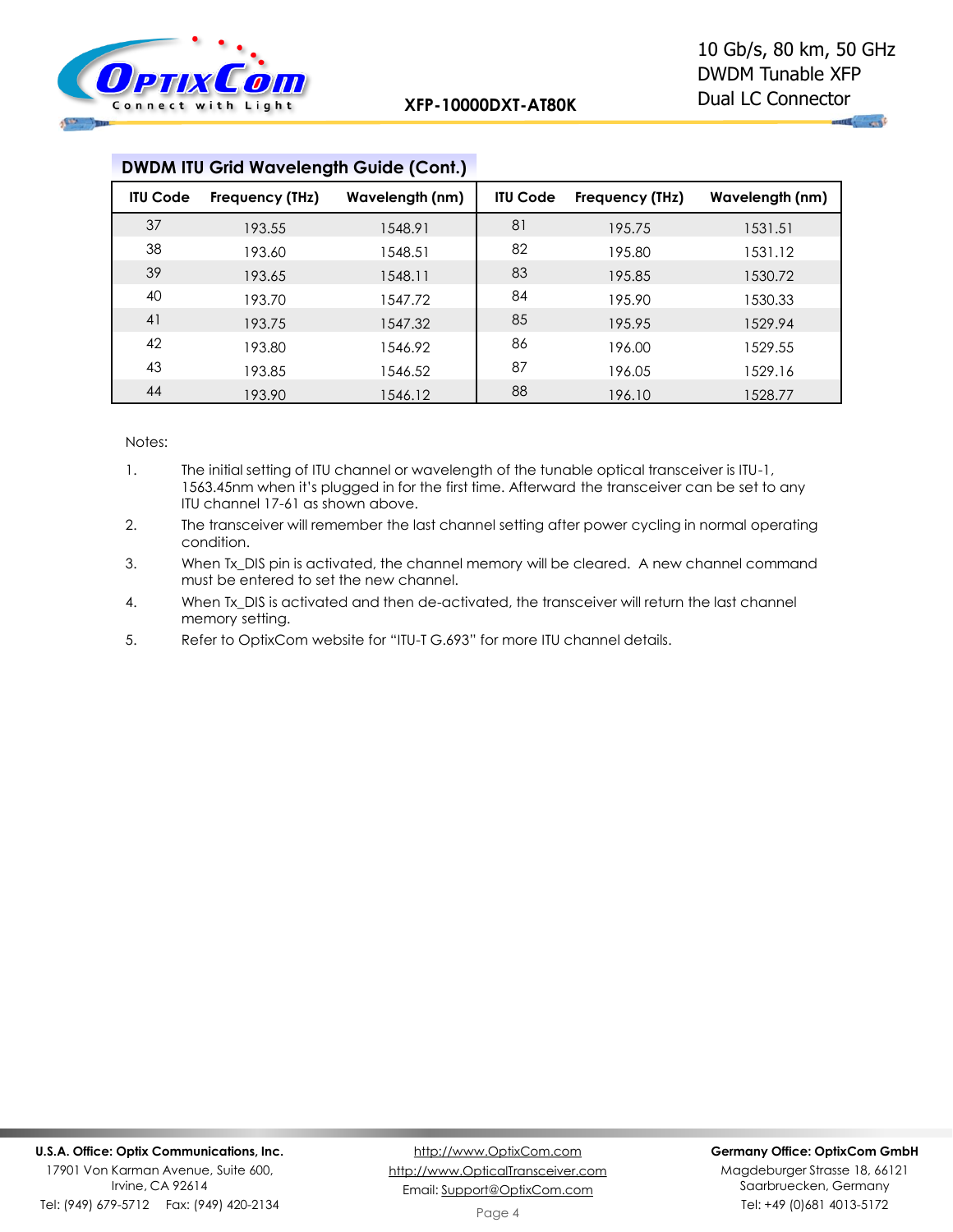## DWDM ITU Grid Wavelength Guide (Cont.)

| ITU Code | Frequency (THz) | Wavelength (nm) | ITU Code | Frequency (THz) | Wavelength (nm) |
|---|---|---|---|---|---|
| 37 | 193.55 | 1548.91 | 81 | 195.75 | 1531.51 |
| 38 | 193.60 | 1548.51 | 82 | 195.80 | 1531.12 |
| 39 | 193.65 | 1548.11 | 83 | 195.85 | 1530.72 |
| 40 | 193.70 | 1547.72 | 84 | 195.90 | 1530.33 |
| 41 | 193.75 | 1547.32 | 85 | 195.95 | 1529.94 |
| 42 | 193.80 | 1546.92 | 86 | 196.00 | 1529.55 |
| 43 | 193.85 | 1546.52 | 87 | 196.05 | 1529.16 |
| 44 | 193.90 | 1546.12 | 88 | 196.10 | 1528.77 |

Notes:

1. The initial setting of ITU channel or wavelength of the tunable optical transceiver is ITU-1, 1563.45nm when it's plugged in for the first time. Afterward the transceiver can be set to any ITU channel 17-61 as shown above.
2. The transceiver will remember the last channel setting after power cycling in normal operating condition.
3. When Tx_DIS pin is activated, the channel memory will be cleared. A new channel command must be entered to set the new channel.
4. When Tx_DIS is activated and then de-activated, the transceiver will return the last channel memory setting.
5. Refer to OptixCom website for "ITU-T G.693" for more ITU channel details.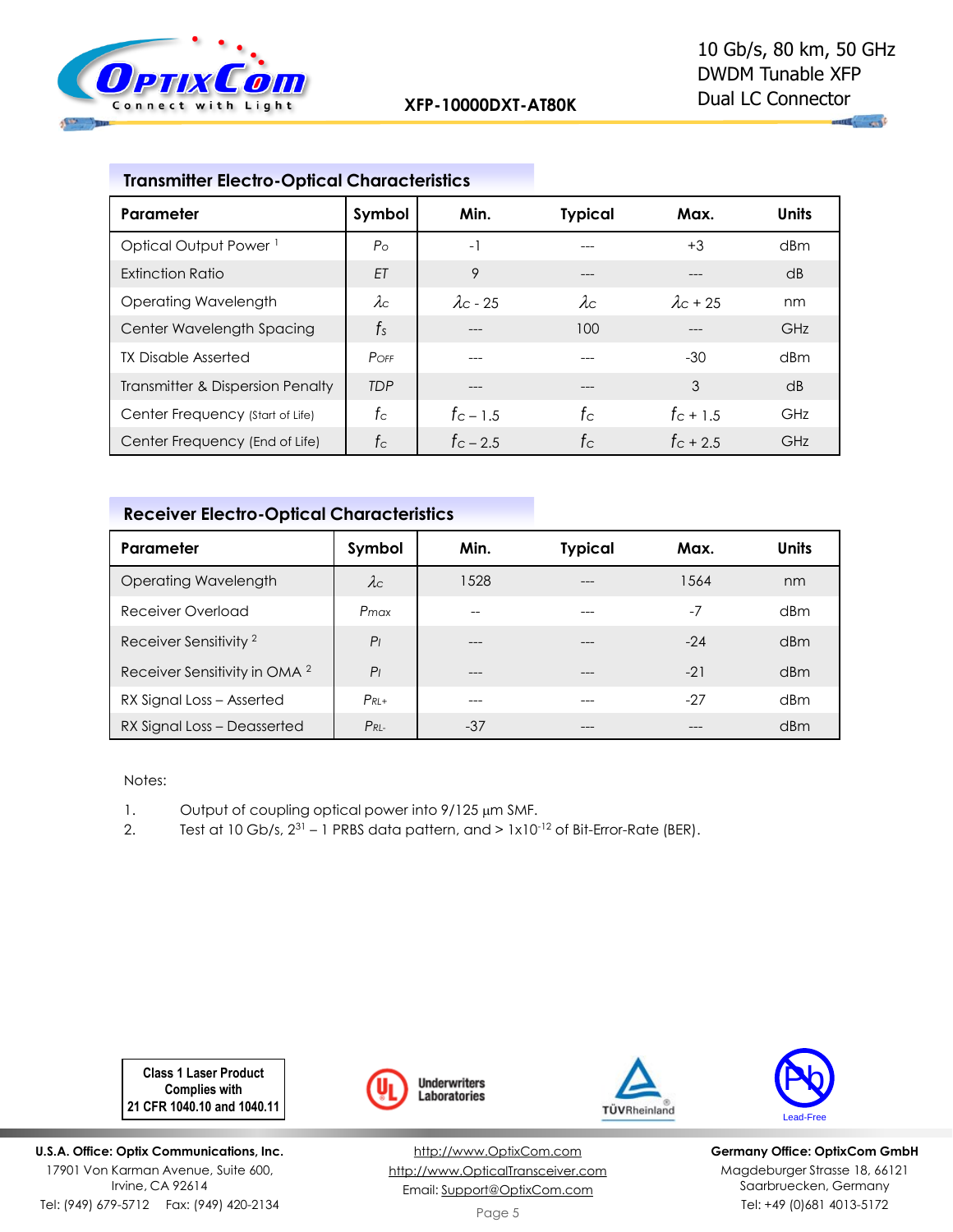## Transmitter Electro-Optical Characteristics

| Parameter | Symbol | Min. | Typical | Max. | Units |
|---|---|---|---|---|---|
| Optical Output Power [1] | $P_O$ | -1 | --- | +3 | dBm |
| Extinction Ratio | $ET$ | 9 | --- | --- | dB |
| Operating Wavelength | $\lambda_C$ | $\lambda_C$ - 25 | $\lambda_C$ | $\lambda_C$ + 25 | nm |
| Center Wavelength Spacing | $f_S$ | --- | 100 | --- | GHz |
| TX Disable Asserted | $P_{OFF}$ | --- | --- | -30 | dBm |
| Transmitter & Dispersion Penalty | $TDP$ | --- | --- | 3 | dB |
| Center Frequency (Start of Life) | $f_C$ | $f_C$ – 1.5 | $f_C$ | $f_C$ + 1.5 | GHz |
| Center Frequency (End of Life) | $f_C$ | $f_C$ – 2.5 | $f_C$ | $f_C$ + 2.5 | GHz |

## Receiver Electro-Optical Characteristics

| Parameter | Symbol | Min. | Typical | Max. | Units |
|---|---|---|---|---|---|
| Operating Wavelength | $\lambda_C$ | 1528 | --- | 1564 | nm |
| Receiver Overload | $P_{max}$ | -- | --- | -7 | dBm |
| Receiver Sensitivity [2] | $P_I$ | --- | --- | -24 | dBm |
| Receiver Sensitivity in OMA [2] | $P_I$ | --- | --- | -21 | dBm |
| RX Signal Loss – Asserted | $P_{RL+}$ | --- | --- | -27 | dBm |
| RX Signal Loss – Deasserted | $P_{RL-}$ | -37 | --- | --- | dBm |

Notes:

1. Output of coupling optical power into 9/125 µm SMF.
2. Test at 10 Gb/s, $2^{31}$ – 1 PRBS data pattern, and > $1 \times 10^{-12}$ of Bit-Error-Rate (BER).

Class 1 Laser Product
Complies with
21 CFR 1040.10 and 1040.11

Underwriters Laboratories

TÜVRheinland

Lead-Free

**U.S.A. Office: Optix Communications, Inc.**
17901 Von Karman Avenue, Suite 600,
Irvine, CA 92614
Tel: (949) 679-5712 Fax: (949) 420-2134

http://www.OptixCom.com
http://www.OpticalTransceiver.com
Email: Support@OptixCom.com

**Germany Office: OptixCom GmbH**
Magdeburger Strasse 18, 66121
Saarbruecken, Germany
Tel: +49 (0)681 4013-5172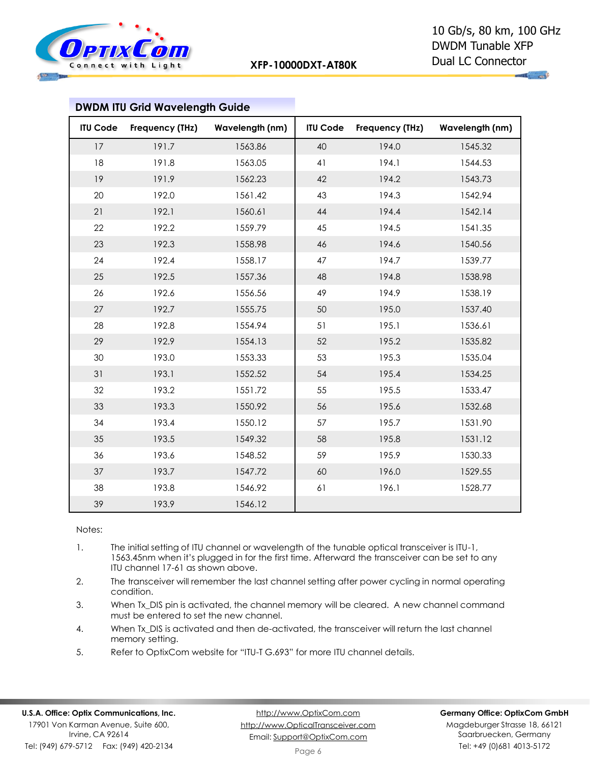## DWDM ITU Grid Wavelength Guide

| ITU Code | Frequency (THz) | Wavelength (nm) | ITU Code | Frequency (THz) | Wavelength (nm) |
|---|---|---|---|---|---|
| 17 | 191.7 | 1563.86 | 40 | 194.0 | 1545.32 |
| 18 | 191.8 | 1563.05 | 41 | 194.1 | 1544.53 |
| 19 | 191.9 | 1562.23 | 42 | 194.2 | 1543.73 |
| 20 | 192.0 | 1561.42 | 43 | 194.3 | 1542.94 |
| 21 | 192.1 | 1560.61 | 44 | 194.4 | 1542.14 |
| 22 | 192.2 | 1559.79 | 45 | 194.5 | 1541.35 |
| 23 | 192.3 | 1558.98 | 46 | 194.6 | 1540.56 |
| 24 | 192.4 | 1558.17 | 47 | 194.7 | 1539.77 |
| 25 | 192.5 | 1557.36 | 48 | 194.8 | 1538.98 |
| 26 | 192.6 | 1556.56 | 49 | 194.9 | 1538.19 |
| 27 | 192.7 | 1555.75 | 50 | 195.0 | 1537.40 |
| 28 | 192.8 | 1554.94 | 51 | 195.1 | 1536.61 |
| 29 | 192.9 | 1554.13 | 52 | 195.2 | 1535.82 |
| 30 | 193.0 | 1553.33 | 53 | 195.3 | 1535.04 |
| 31 | 193.1 | 1552.52 | 54 | 195.4 | 1534.25 |
| 32 | 193.2 | 1551.72 | 55 | 195.5 | 1533.47 |
| 33 | 193.3 | 1550.92 | 56 | 195.6 | 1532.68 |
| 34 | 193.4 | 1550.12 | 57 | 195.7 | 1531.90 |
| 35 | 193.5 | 1549.32 | 58 | 195.8 | 1531.12 |
| 36 | 193.6 | 1548.52 | 59 | 195.9 | 1530.33 |
| 37 | 193.7 | 1547.72 | 60 | 196.0 | 1529.55 |
| 38 | 193.8 | 1546.92 | 61 | 196.1 | 1528.77 |
| 39 | 193.9 | 1546.12 | | | |

Notes:

1. The initial setting of ITU channel or wavelength of the tunable optical transceiver is ITU-1, 1563.45nm when it's plugged in for the first time. Afterward the transceiver can be set to any ITU channel 17-61 as shown above.
2. The transceiver will remember the last channel setting after power cycling in normal operating condition.
3. When Tx_DIS pin is activated, the channel memory will be cleared. A new channel command must be entered to set the new channel.
4. When Tx_DIS is activated and then de-activated, the transceiver will return the last channel memory setting.
5. Refer to OptixCom website for "ITU-T G.693" for more ITU channel details.